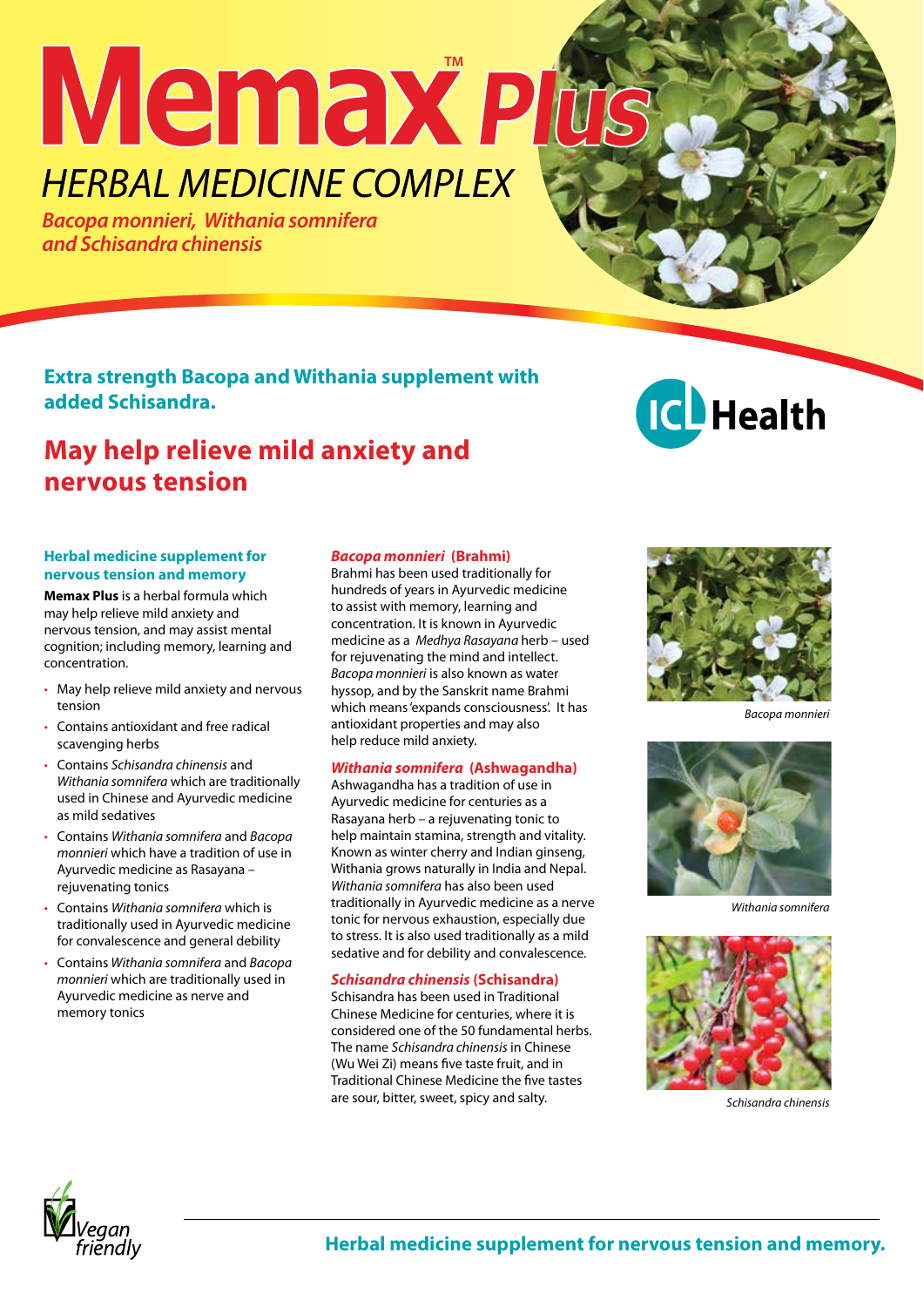# Memax™ *Plus*

## *HERBAL MEDICINE COMPLEX*

***Bacopa monnieri, Withania somnifera and Schisandra chinensis***

**Extra strength Bacopa and Withania supplement with added Schisandra.**

ICL Health

## May help relieve mild anxiety and nervous tension

### Herbal medicine supplement for nervous tension and memory

**Memax Plus** is a herbal formula which may help relieve mild anxiety and nervous tension, and may assist mental cognition; including memory, learning and concentration.

- May help relieve mild anxiety and nervous tension
- Contains antioxidant and free radical scavenging herbs
- Contains *Schisandra chinensis* and *Withania somnifera* which are traditionally used in Chinese and Ayurvedic medicine as mild sedatives
- Contains *Withania somnifera* and *Bacopa monnieri* which have a tradition of use in Ayurvedic medicine as Rasayana – rejuvenating tonics
- Contains *Withania somnifera* which is traditionally used in Ayurvedic medicine for convalescence and general debility
- Contains *Withania somnifera* and *Bacopa monnieri* which are traditionally used in Ayurvedic medicine as nerve and memory tonics

### *Bacopa monnieri* (Brahmi)

Brahmi has been used traditionally for hundreds of years in Ayurvedic medicine to assist with memory, learning and concentration. It is known in Ayurvedic medicine as a *Medhya Rasayana* herb – used for rejuvenating the mind and intellect. *Bacopa monnieri* is also known as water hyssop, and by the Sanskrit name Brahmi which means 'expands consciousness'. It has antioxidant properties and may also help reduce mild anxiety.

### *Withania somnifera* (Ashwagandha)

Ashwagandha has a tradition of use in Ayurvedic medicine for centuries as a Rasayana herb – a rejuvenating tonic to help maintain stamina, strength and vitality. Known as winter cherry and Indian ginseng, Withania grows naturally in India and Nepal. *Withania somnifera* has also been used traditionally in Ayurvedic medicine as a nerve tonic for nervous exhaustion, especially due to stress. It is also used traditionally as a mild sedative and for debility and convalescence.

### *Schisandra chinensis* (Schisandra)

Schisandra has been used in Traditional Chinese Medicine for centuries, where it is considered one of the 50 fundamental herbs. The name *Schisandra chinensis* in Chinese (Wu Wei Zi) means five taste fruit, and in Traditional Chinese Medicine the five tastes are sour, bitter, sweet, spicy and salty.

*Bacopa monnieri*

*Withania somnifera*

*Schisandra chinensis*

Vegan friendly

**Herbal medicine supplement for nervous tension and memory.**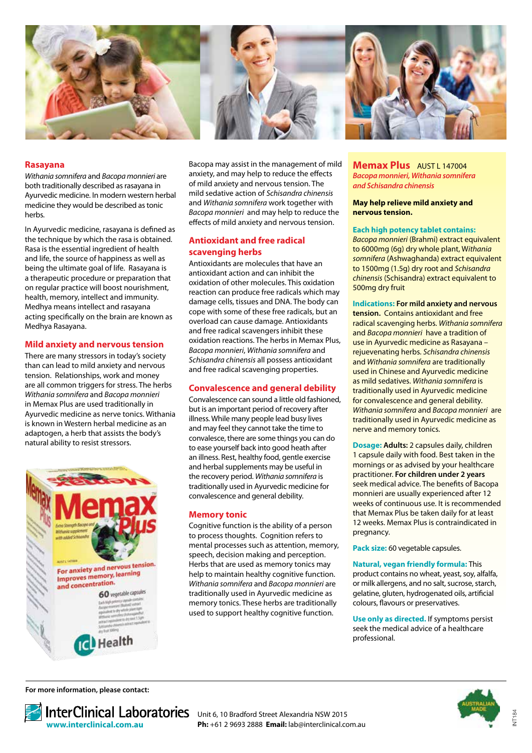## Rasayana

*Withania somnifera* and *Bacopa monnieri* are both traditionally described as rasayana in Ayurvedic medicine. In modern western herbal medicine they would be described as tonic herbs.

In Ayurvedic medicine, rasayana is defined as the technique by which the rasa is obtained. Rasa is the essential ingredient of health and life, the source of happiness as well as being the ultimate goal of life. Rasayana is a therapeutic procedure or preparation that on regular practice will boost nourishment, health, memory, intellect and immunity. Medhya means intellect and rasayana acting specifically on the brain are known as Medhya Rasayana.

## Mild anxiety and nervous tension

There are many stressors in today's society than can lead to mild anxiety and nervous tension. Relationships, work and money are all common triggers for stress. The herbs *Withania somnifera* and *Bacopa monnieri* in Memax Plus are used traditionally in Ayurvedic medicine as nerve tonics. Withania is known in Western herbal medicine as an adaptogen, a herb that assists the body's natural ability to resist stressors.

Bacopa may assist in the management of mild anxiety, and may help to reduce the effects of mild anxiety and nervous tension. The mild sedative action of *Schisandra chinensis* and *Withania somnifera* work together with *Bacopa monnieri* and may help to reduce the effects of mild anxiety and nervous tension.

## Antioxidant and free radical scavenging herbs

Antioxidants are molecules that have an antioxidant action and can inhibit the oxidation of other molecules. This oxidation reaction can produce free radicals which may damage cells, tissues and DNA. The body can cope with some of these free radicals, but an overload can cause damage. Antioxidants and free radical scavengers inhibit these oxidation reactions. The herbs in Memax Plus, *Bacopa monnieri*, *Withania somnifera* and *Schisandra chinensis* all possess antioxidant and free radical scavenging properties.

## Convalescence and general debility

Convalescence can sound a little old fashioned, but is an important period of recovery after illness. While many people lead busy lives and may feel they cannot take the time to convalesce, there are some things you can do to ease yourself back into good heath after an illness. Rest, healthy food, gentle exercise and herbal supplements may be useful in the recovery period. *Withania somnifera* is traditionally used in Ayurvedic medicine for convalescence and general debility.

## Memory tonic

Cognitive function is the ability of a person to process thoughts. Cognition refers to mental processes such as attention, memory, speech, decision making and perception. Herbs that are used as memory tonics may help to maintain healthy cognitive function. *Withania somnifera* and *Bacopa monnieri* are traditionally used in Ayurvedic medicine as memory tonics. These herbs are traditionally used to support healthy cognitive function.

## Memax Plus AUST L 147004

*Bacopa monnieri, Withania somnifera and Schisandra chinensis*

**May help relieve mild anxiety and nervous tension.**

**Each high potency tablet contains:** *Bacopa monnieri* (Brahmi) extract equivalent to 6000mg (6g) dry whole plant, *Withania somnifera* (Ashwaghanda) extract equivalent to 1500mg (1.5g) dry root and *Schisandra chinensis* (Schisandra) extract equivalent to 500mg dry fruit

**Indications: For mild anxiety and nervous tension.** Contains antioxidant and free radical scavenging herbs. *Withania somnifera* and *Bacopa monnieri* have a tradition of use in Ayurvedic medicine as Rasayana – rejuvenating herbs. *Schisandra chinensis* and *Withania somnifera* are traditionally used in Chinese and Ayurvedic medicine as mild sedatives. *Withania somnifera* is traditionally used in Ayurvedic medicine for convalescence and general debility. *Withania somnifera* and *Bacopa monnieri* are traditionally used in Ayurvedic medicine as nerve and memory tonics.

**Dosage: Adults:** 2 capsules daily, children 1 capsule daily with food. Best taken in the mornings or as advised by your healthcare practitioner. **For children under 2 years** seek medical advice. The benefits of Bacopa monnieri are usually experienced after 12 weeks of continuous use. It is recommended that Memax Plus be taken daily for at least 12 weeks. Memax Plus is contraindicated in pregnancy.

**Pack size:** 60 vegetable capsules.

**Natural, vegan friendly formula:** This product contains no wheat, yeast, soy, alfalfa, or milk allergens, and no salt, sucrose, starch, gelatine, gluten, hydrogenated oils, artificial colours, flavours or preservatives.

**Use only as directed.** If symptoms persist seek the medical advice of a healthcare professional.

**For more information, please contact:**

InterClinical Laboratories
www.interclinical.com.au

Unit 6, 10 Bradford Street Alexandria NSW 2015
**Ph:** +61 2 9693 2888 **Email:** lab@interclinical.com.au

INT184